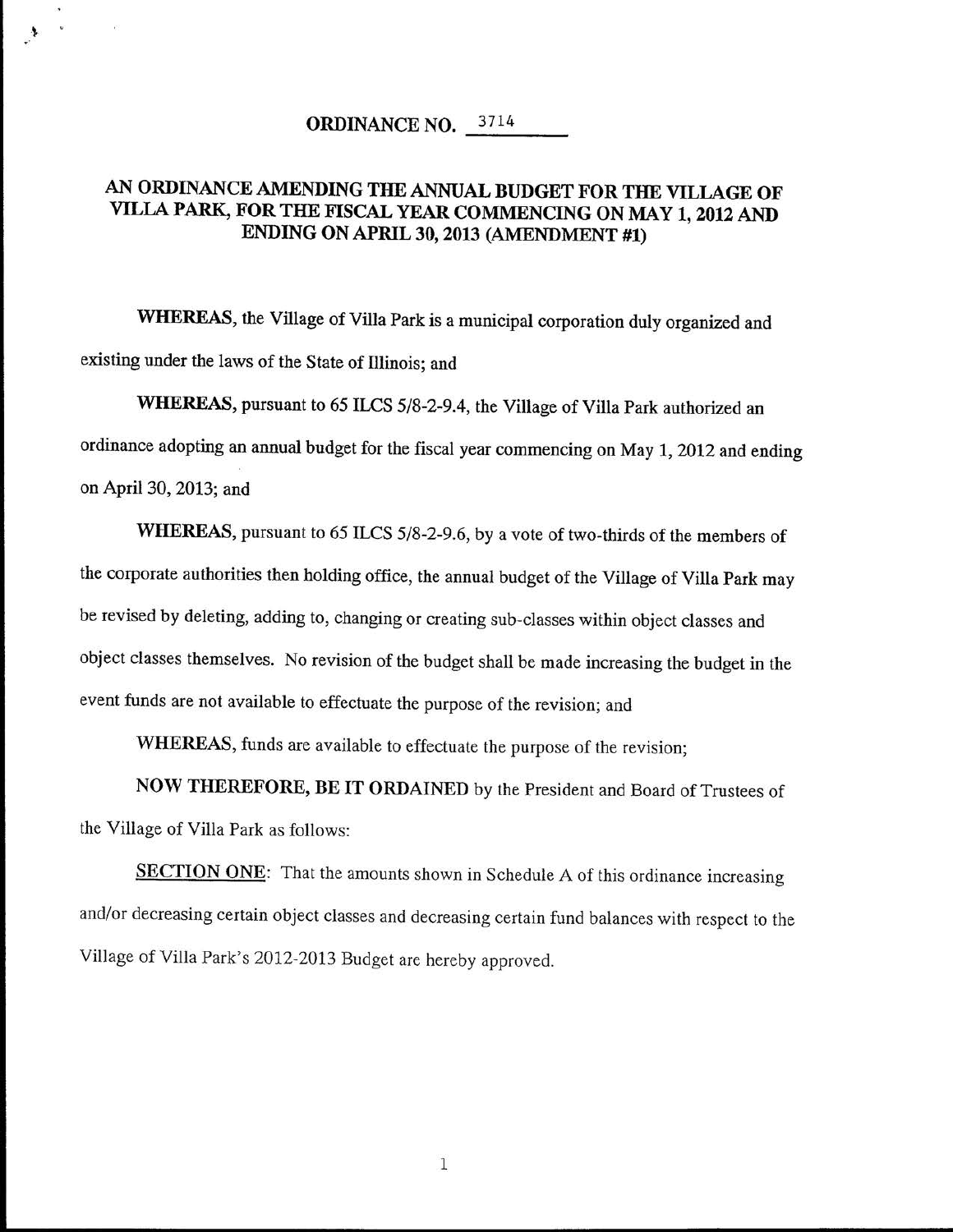# ORDINANCE NO. 3714

## AN ORDINANCE AMENDING THE ANNUAL BUDGET FOR THE VILLAGE OF VILLA PARK, FOR THE FISCAL YEAR COMMENCING ON MAY 1, 2012 AND ENDING ON APRIL 30, 2013 (AMENDMENT #1)

**WHEREAS**, the Village of Villa Park is a municipal corporation duly organized and existing under the laws of the State of Illinois; and

**WHEREAS**, pursuant to 65 ILCS 5/8-2-9.4, the Village of Villa Park authorized an ordinance adopting an annual budget for the fiscal year commencing on May 1, 2012 and ending on April 30, 2013; and

**WHEREAS**, pursuant to 65 ILCS 5/8-2-9.6, by a vote of two-thirds of the members of the corporate authorities then holding office, the annual budget of the Village of Villa Park may be revised by deleting, adding to, changing or creating sub-classes within object classes and object classes themselves. No revision of the budget shall be made increasing the budget in the event funds are not available to effectuate the purpose of the revision; and

**WHEREAS**, funds are available to effectuate the purpose of the revision;

**NOW THEREFORE, BE IT ORDAINED** by the President and Board of Trustees of the Village of Villa Park as follows:

**SECTION ONE**: That the amounts shown in Schedule A of this ordinance increasing and/or decreasing certain object classes and decreasing certain fund balances with respect to the Village of Villa Park's 2012-2013 Budget are hereby approved.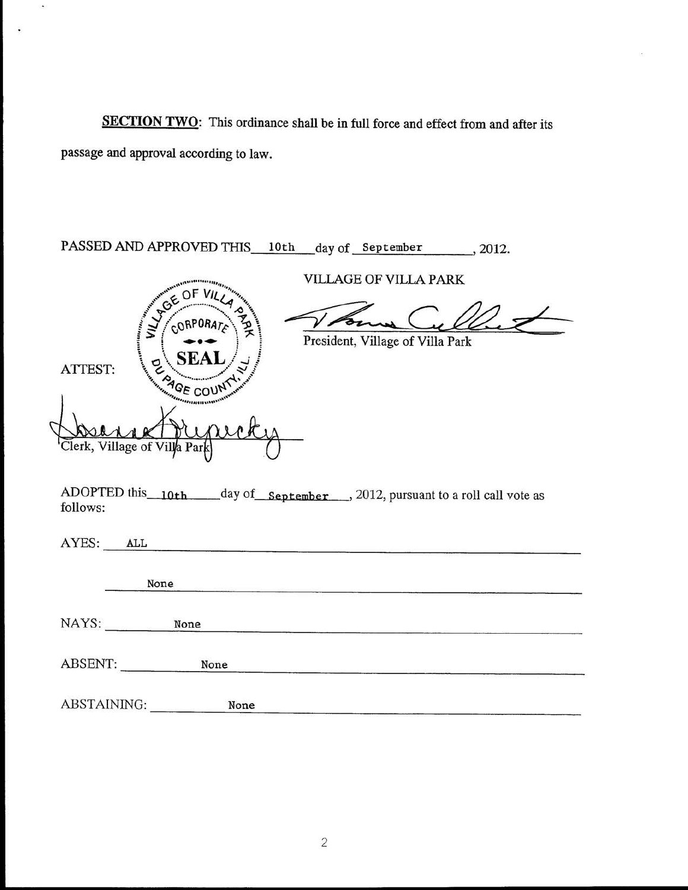**SECTION TWO**: This ordinance shall be in full force and effect from and after its passage and approval according to law.

PASSED AND APPROVED THIS 10th day of September, 2012.

VILLAGE OF VILLA PARK

President, Village of Villa Park

ATTEST:

VILLAGE OF VILLA PARK CORPORATE SEAL DU PAGE COUNTY, ILL.

Clerk, Village of Villa Park

ADOPTED this 10th day of September, 2012, pursuant to a roll call vote as follows:

AYES: ALL

None

NAYS: None

ABSENT: None

ABSTAINING: None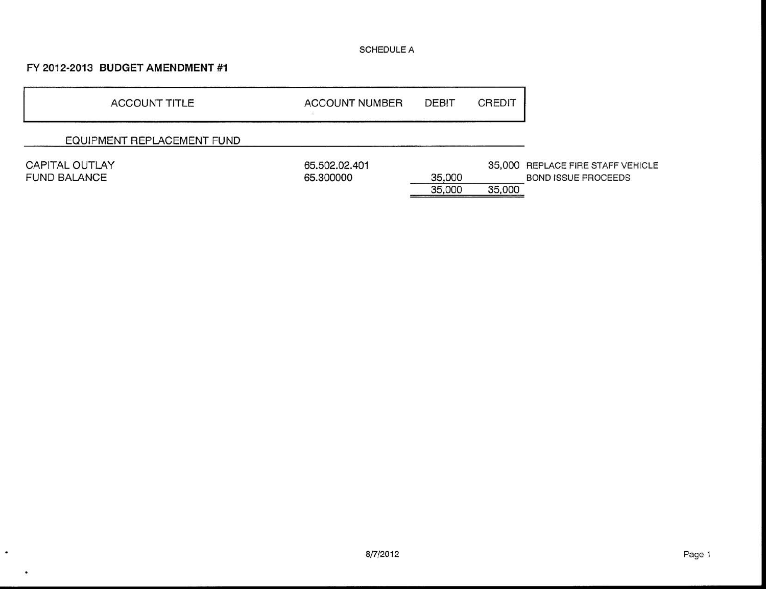SCHEDULE A

**FY 2012-2013 BUDGET AMENDMENT #1**

| ACCOUNT TITLE | ACCOUNT NUMBER | DEBIT | CREDIT | |
|---|---|---|---|---|
| EQUIPMENT REPLACEMENT FUND | | | | |
| CAPITAL OUTLAY | 65.502.02.401 | | 35,000 | REPLACE FIRE STAFF VEHICLE |
| FUND BALANCE | 65.300000 | 35,000 | | BOND ISSUE PROCEEDS |
| | | 35,000 | 35,000 | |

8/7/2012